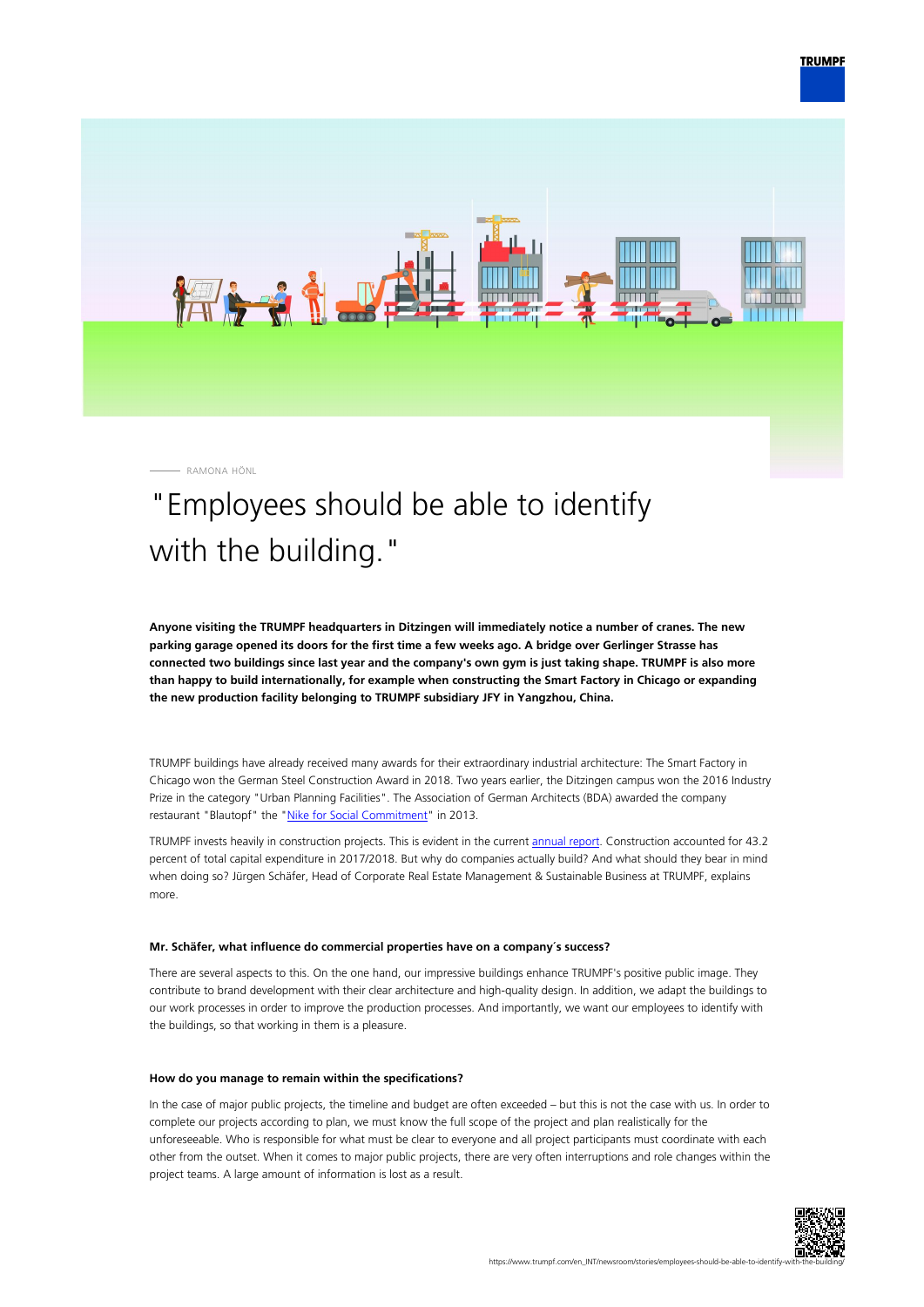RAMONA HÖNL

# "Employees should be able to identify with the building."

**Anyone visiting the TRUMPF headquarters in Ditzingen will immediately notice a number of cranes. The new parking garage opened its doors for the first time a few weeks ago. A bridge over Gerlinger Strasse has connected two buildings since last year and the company's own gym is just taking shape. TRUMPF is also more than happy to build internationally, for example when constructing the Smart Factory in Chicago or expanding the new production facility belonging to TRUMPF subsidiary JFY in Yangzhou, China.**

TRUMPF buildings have already received many awards for their extraordinary industrial architecture: The Smart Factory in Chicago won the German Steel Construction Award in 2018. Two years earlier, the Ditzingen campus won the 2016 Industry Prize in the category "Urban Planning Facilities". The Association of German Architects (BDA) awarded the company restaurant "Blautopf" the "Nike for Social Commitment" in 2013.

TRUMPF invests heavily in construction projects. This is evident in the current annual report. Construction accounted for 43.2 percent of total capital expenditure in 2017/2018. But why do companies actually build? And what should they bear in mind when doing so? Jürgen Schäfer, Head of Corporate Real Estate Management & Sustainable Business at TRUMPF, explains more.

**Mr. Schäfer, what influence do commercial properties have on a company´s success?**

There are several aspects to this. On the one hand, our impressive buildings enhance TRUMPF's positive public image. They contribute to brand development with their clear architecture and high-quality design. In addition, we adapt the buildings to our work processes in order to improve the production processes. And importantly, we want our employees to identify with the buildings, so that working in them is a pleasure.

**How do you manage to remain within the specifications?**

In the case of major public projects, the timeline and budget are often exceeded – but this is not the case with us. In order to complete our projects according to plan, we must know the full scope of the project and plan realistically for the unforeseeable. Who is responsible for what must be clear to everyone and all project participants must coordinate with each other from the outset. When it comes to major public projects, there are very often interruptions and role changes within the project teams. A large amount of information is lost as a result.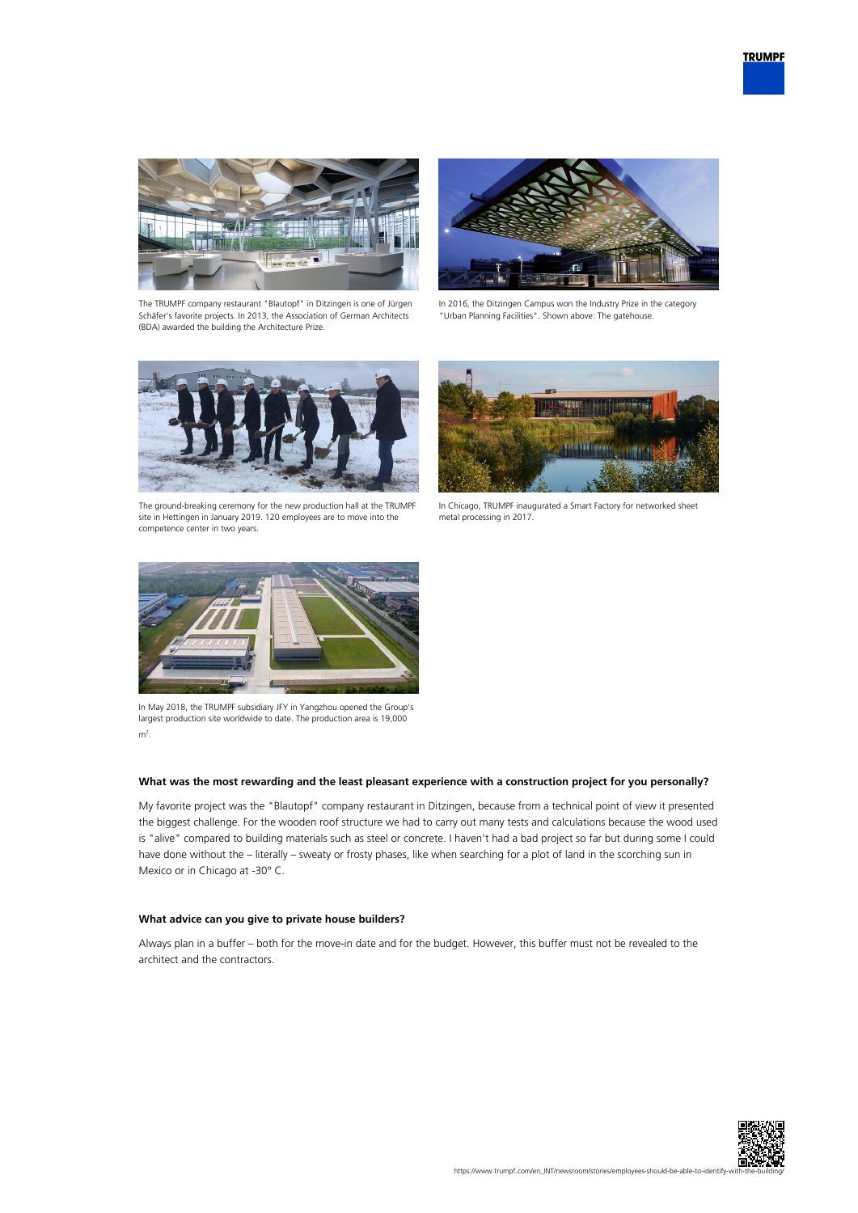The TRUMPF company restaurant "Blautopf" in Ditzingen is one of Jürgen Schäfer's favorite projects. In 2013, the Association of German Architects (BDA) awarded the building the Architecture Prize.

In 2016, the Ditzingen Campus won the Industry Prize in the category "Urban Planning Facilities". Shown above: The gatehouse.

The ground-breaking ceremony for the new production hall at the TRUMPF site in Hettingen in January 2019. 120 employees are to move into the competence center in two years.

In Chicago, TRUMPF inaugurated a Smart Factory for networked sheet metal processing in 2017.

In May 2018, the TRUMPF subsidiary JFY in Yangzhou opened the Group's largest production site worldwide to date. The production area is 19,000 $m^2$.

#### What was the most rewarding and the least pleasant experience with a construction project for you personally?

My favorite project was the "Blautopf" company restaurant in Ditzingen, because from a technical point of view it presented the biggest challenge. For the wooden roof structure we had to carry out many tests and calculations because the wood used is "alive" compared to building materials such as steel or concrete. I haven't had a bad project so far but during some I could have done without the – literally – sweaty or frosty phases, like when searching for a plot of land in the scorching sun in Mexico or in Chicago at -30° C.

#### What advice can you give to private house builders?

Always plan in a buffer – both for the move-in date and for the budget. However, this buffer must not be revealed to the architect and the contractors.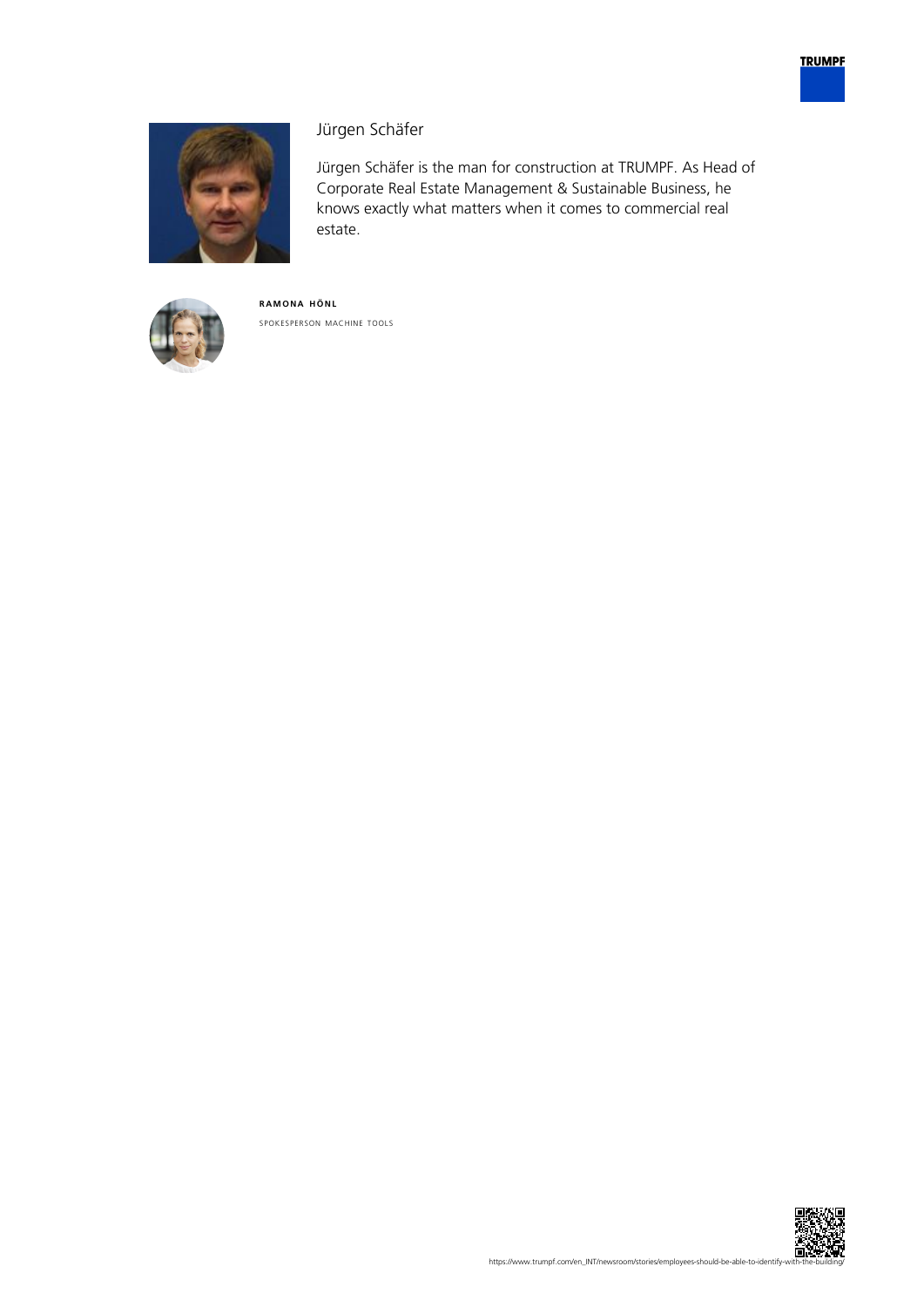## Jürgen Schäfer

Jürgen Schäfer is the man for construction at TRUMPF. As Head of Corporate Real Estate Management & Sustainable Business, he knows exactly what matters when it comes to commercial real estate.

**RAMONA HÖNL**

SPOKESPERSON MACHINE TOOLS